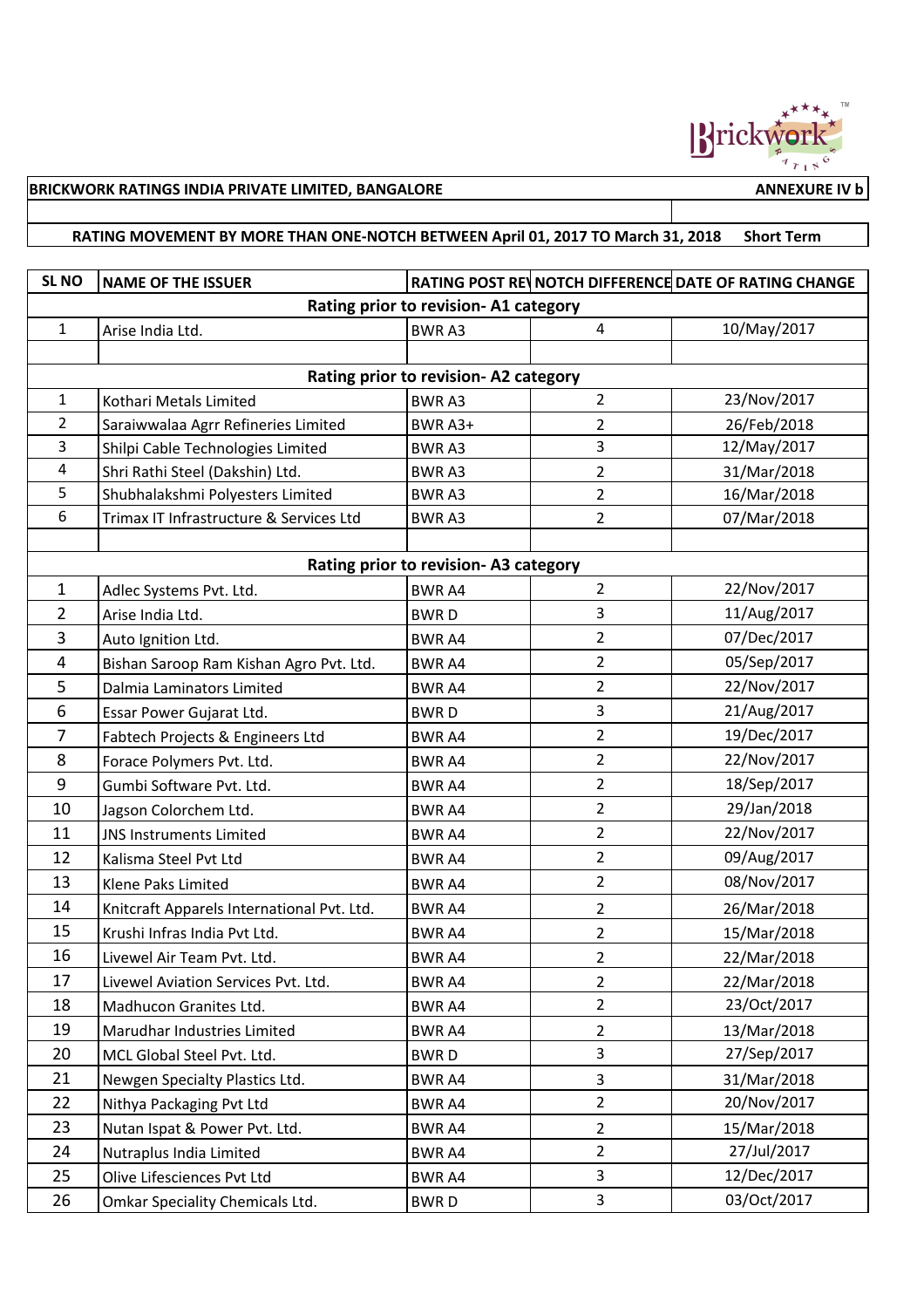**BRICKWORK RATINGS INDIA PRIVATE LIMITED, BANGALORE** | **ANNEXURE IV b**

**RATING MOVEMENT BY MORE THAN ONE-NOTCH BETWEEN April 01, 2017 TO March 31, 2018** | **Short Term**

| SL NO | NAME OF THE ISSUER | RATING POST REVISION | NOTCH DIFFERENCE | DATE OF RATING CHANGE |
|---|---|---|---|---|
| | **Rating prior to revision- A1 category** | | | |
| 1 | Arise India Ltd. | BWR A3 | 4 | 10/May/2017 |
| | | | | |
| | **Rating prior to revision- A2 category** | | | |
| 1 | Kothari Metals Limited | BWR A3 | 2 | 23/Nov/2017 |
| 2 | Saraiwwalaa Agrr Refineries Limited | BWR A3+ | 2 | 26/Feb/2018 |
| 3 | Shilpi Cable Technologies Limited | BWR A3 | 3 | 12/May/2017 |
| 4 | Shri Rathi Steel (Dakshin) Ltd. | BWR A3 | 2 | 31/Mar/2018 |
| 5 | Shubhalakshmi Polyesters Limited | BWR A3 | 2 | 16/Mar/2018 |
| 6 | Trimax IT Infrastructure & Services Ltd | BWR A3 | 2 | 07/Mar/2018 |
| | | | | |
| | **Rating prior to revision- A3 category** | | | |
| 1 | Adlec Systems Pvt. Ltd. | BWR A4 | 2 | 22/Nov/2017 |
| 2 | Arise India Ltd. | BWR D | 3 | 11/Aug/2017 |
| 3 | Auto Ignition Ltd. | BWR A4 | 2 | 07/Dec/2017 |
| 4 | Bishan Saroop Ram Kishan Agro Pvt. Ltd. | BWR A4 | 2 | 05/Sep/2017 |
| 5 | Dalmia Laminators Limited | BWR A4 | 2 | 22/Nov/2017 |
| 6 | Essar Power Gujarat Ltd. | BWR D | 3 | 21/Aug/2017 |
| 7 | Fabtech Projects & Engineers Ltd | BWR A4 | 2 | 19/Dec/2017 |
| 8 | Forace Polymers Pvt. Ltd. | BWR A4 | 2 | 22/Nov/2017 |
| 9 | Gumbi Software Pvt. Ltd. | BWR A4 | 2 | 18/Sep/2017 |
| 10 | Jagson Colorchem Ltd. | BWR A4 | 2 | 29/Jan/2018 |
| 11 | JNS Instruments Limited | BWR A4 | 2 | 22/Nov/2017 |
| 12 | Kalisma Steel Pvt Ltd | BWR A4 | 2 | 09/Aug/2017 |
| 13 | Klene Paks Limited | BWR A4 | 2 | 08/Nov/2017 |
| 14 | Knitcraft Apparels International Pvt. Ltd. | BWR A4 | 2 | 26/Mar/2018 |
| 15 | Krushi Infras India Pvt Ltd. | BWR A4 | 2 | 15/Mar/2018 |
| 16 | Livewel Air Team Pvt. Ltd. | BWR A4 | 2 | 22/Mar/2018 |
| 17 | Livewel Aviation Services Pvt. Ltd. | BWR A4 | 2 | 22/Mar/2018 |
| 18 | Madhucon Granites Ltd. | BWR A4 | 2 | 23/Oct/2017 |
| 19 | Marudhar Industries Limited | BWR A4 | 2 | 13/Mar/2018 |
| 20 | MCL Global Steel Pvt. Ltd. | BWR D | 3 | 27/Sep/2017 |
| 21 | Newgen Specialty Plastics Ltd. | BWR A4 | 3 | 31/Mar/2018 |
| 22 | Nithya Packaging Pvt Ltd | BWR A4 | 2 | 20/Nov/2017 |
| 23 | Nutan Ispat & Power Pvt. Ltd. | BWR A4 | 2 | 15/Mar/2018 |
| 24 | Nutraplus India Limited | BWR A4 | 2 | 27/Jul/2017 |
| 25 | Olive Lifesciences Pvt Ltd | BWR A4 | 3 | 12/Dec/2017 |
| 26 | Omkar Speciality Chemicals Ltd. | BWR D | 3 | 03/Oct/2017 |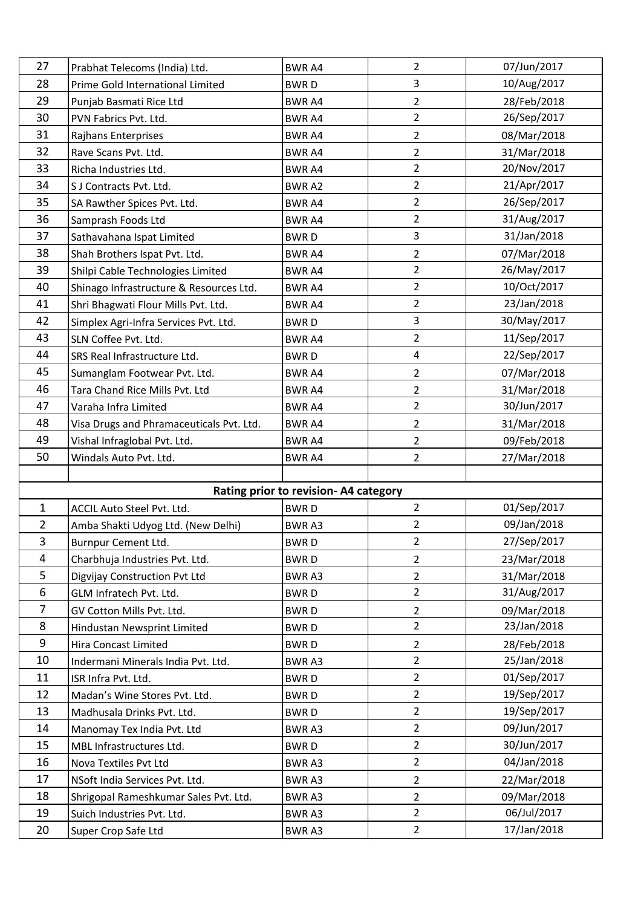| | | | | |
|---|---|---|---|---|
| 27 | Prabhat Telecoms (India) Ltd. | BWR A4 | 2 | 07/Jun/2017 |
| 28 | Prime Gold International Limited | BWR D | 3 | 10/Aug/2017 |
| 29 | Punjab Basmati Rice Ltd | BWR A4 | 2 | 28/Feb/2018 |
| 30 | PVN Fabrics Pvt. Ltd. | BWR A4 | 2 | 26/Sep/2017 |
| 31 | Rajhans Enterprises | BWR A4 | 2 | 08/Mar/2018 |
| 32 | Rave Scans Pvt. Ltd. | BWR A4 | 2 | 31/Mar/2018 |
| 33 | Richa Industries Ltd. | BWR A4 | 2 | 20/Nov/2017 |
| 34 | S J Contracts Pvt. Ltd. | BWR A2 | 2 | 21/Apr/2017 |
| 35 | SA Rawther Spices Pvt. Ltd. | BWR A4 | 2 | 26/Sep/2017 |
| 36 | Samprash Foods Ltd | BWR A4 | 2 | 31/Aug/2017 |
| 37 | Sathavahana Ispat Limited | BWR D | 3 | 31/Jan/2018 |
| 38 | Shah Brothers Ispat Pvt. Ltd. | BWR A4 | 2 | 07/Mar/2018 |
| 39 | Shilpi Cable Technologies Limited | BWR A4 | 2 | 26/May/2017 |
| 40 | Shinago Infrastructure & Resources Ltd. | BWR A4 | 2 | 10/Oct/2017 |
| 41 | Shri Bhagwati Flour Mills Pvt. Ltd. | BWR A4 | 2 | 23/Jan/2018 |
| 42 | Simplex Agri-Infra Services Pvt. Ltd. | BWR D | 3 | 30/May/2017 |
| 43 | SLN Coffee Pvt. Ltd. | BWR A4 | 2 | 11/Sep/2017 |
| 44 | SRS Real Infrastructure Ltd. | BWR D | 4 | 22/Sep/2017 |
| 45 | Sumanglam Footwear Pvt. Ltd. | BWR A4 | 2 | 07/Mar/2018 |
| 46 | Tara Chand Rice Mills Pvt. Ltd | BWR A4 | 2 | 31/Mar/2018 |
| 47 | Varaha Infra Limited | BWR A4 | 2 | 30/Jun/2017 |
| 48 | Visa Drugs and Phramaceuticals Pvt. Ltd. | BWR A4 | 2 | 31/Mar/2018 |
| 49 | Vishal Infraglobal Pvt. Ltd. | BWR A4 | 2 | 09/Feb/2018 |
| 50 | Windals Auto Pvt. Ltd. | BWR A4 | 2 | 27/Mar/2018 |
| | | | | |
| | **Rating prior to revision- A4 category** | | | |
| 1 | ACCIL Auto Steel Pvt. Ltd. | BWR D | 2 | 01/Sep/2017 |
| 2 | Amba Shakti Udyog Ltd. (New Delhi) | BWR A3 | 2 | 09/Jan/2018 |
| 3 | Burnpur Cement Ltd. | BWR D | 2 | 27/Sep/2017 |
| 4 | Charbhuja Industries Pvt. Ltd. | BWR D | 2 | 23/Mar/2018 |
| 5 | Digvijay Construction Pvt Ltd | BWR A3 | 2 | 31/Mar/2018 |
| 6 | GLM Infratech Pvt. Ltd. | BWR D | 2 | 31/Aug/2017 |
| 7 | GV Cotton Mills Pvt. Ltd. | BWR D | 2 | 09/Mar/2018 |
| 8 | Hindustan Newsprint Limited | BWR D | 2 | 23/Jan/2018 |
| 9 | Hira Concast Limited | BWR D | 2 | 28/Feb/2018 |
| 10 | Indermani Minerals India Pvt. Ltd. | BWR A3 | 2 | 25/Jan/2018 |
| 11 | ISR Infra Pvt. Ltd. | BWR D | 2 | 01/Sep/2017 |
| 12 | Madan's Wine Stores Pvt. Ltd. | BWR D | 2 | 19/Sep/2017 |
| 13 | Madhusala Drinks Pvt. Ltd. | BWR D | 2 | 19/Sep/2017 |
| 14 | Manomay Tex India Pvt. Ltd | BWR A3 | 2 | 09/Jun/2017 |
| 15 | MBL Infrastructures Ltd. | BWR D | 2 | 30/Jun/2017 |
| 16 | Nova Textiles Pvt Ltd | BWR A3 | 2 | 04/Jan/2018 |
| 17 | NSoft India Services Pvt. Ltd. | BWR A3 | 2 | 22/Mar/2018 |
| 18 | Shrigopal Rameshkumar Sales Pvt. Ltd. | BWR A3 | 2 | 09/Mar/2018 |
| 19 | Suich Industries Pvt. Ltd. | BWR A3 | 2 | 06/Jul/2017 |
| 20 | Super Crop Safe Ltd | BWR A3 | 2 | 17/Jan/2018 |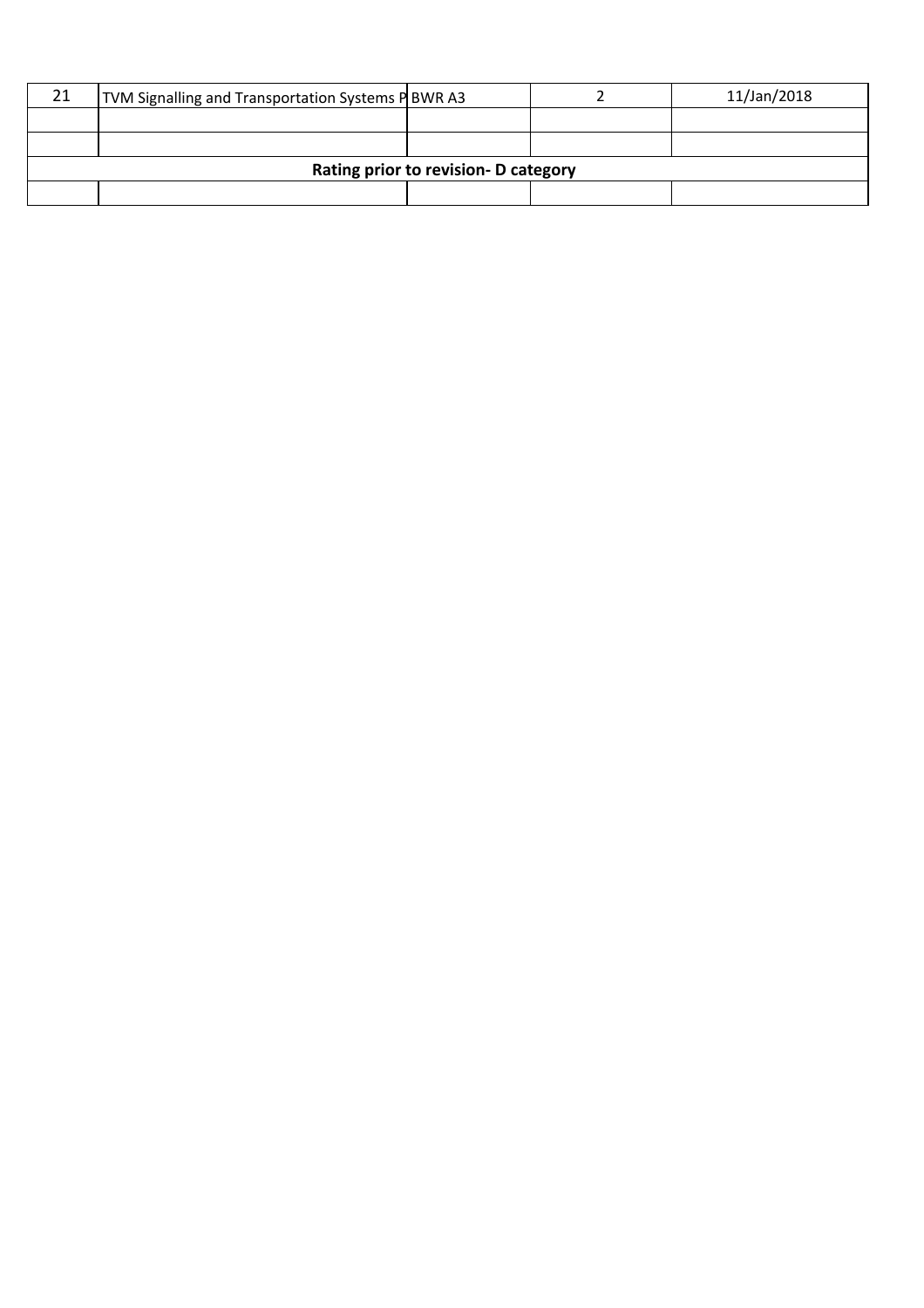| | | | | |
|---|---|---|---|---|
| 21 | TVM Signalling and Transportation Systems P | BWR A3 | 2 | 11/Jan/2018 |
| | | | | |
| | | | | |
| **Rating prior to revision- D category** | | | | |
| | | | | |